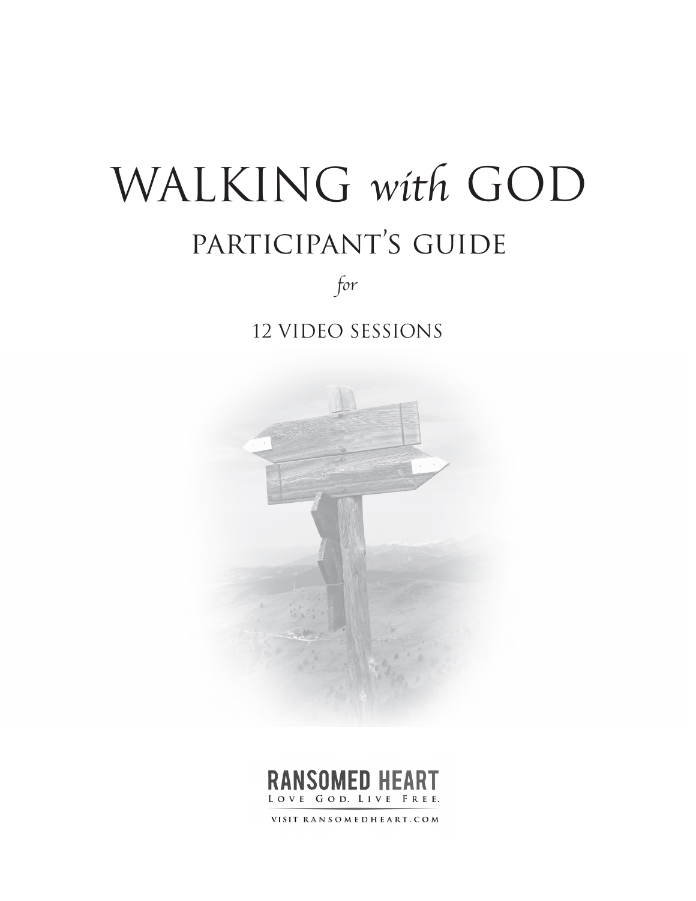# WALKING *with* GOD

## PARTICIPANT'S GUIDE

*for*

12 VIDEO SESSIONS

RANSOMED HEART

Love God. Live Free.

VISIT RANSOMEDHEART.COM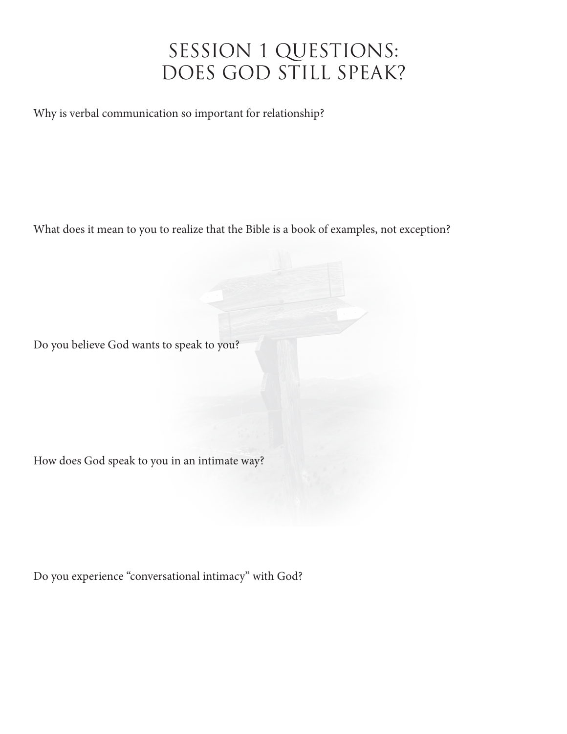# SESSION 1 QUESTIONS: DOES GOD STILL SPEAK?

Why is verbal communication so important for relationship?

What does it mean to you to realize that the Bible is a book of examples, not exception?

Do you believe God wants to speak to you?

How does God speak to you in an intimate way?

Do you experience "conversational intimacy" with God?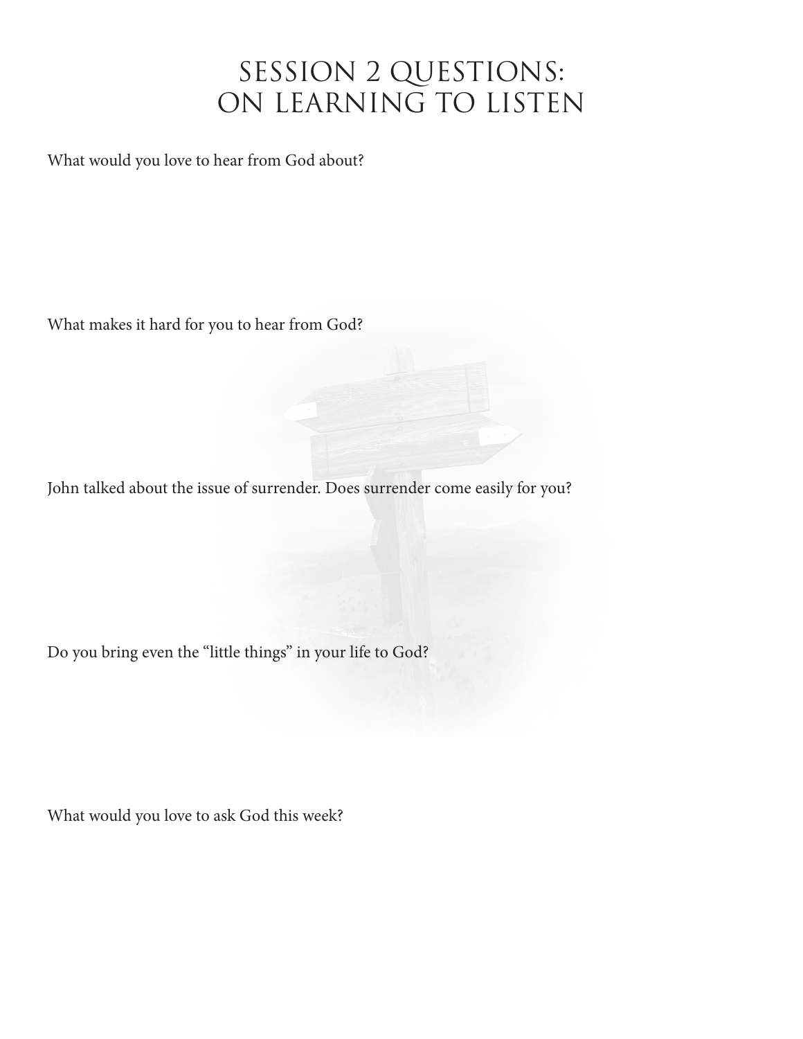# SESSION 2 QUESTIONS: ON LEARNING TO LISTEN

What would you love to hear from God about?

What makes it hard for you to hear from God?

John talked about the issue of surrender. Does surrender come easily for you?

Do you bring even the “little things” in your life to God?

What would you love to ask God this week?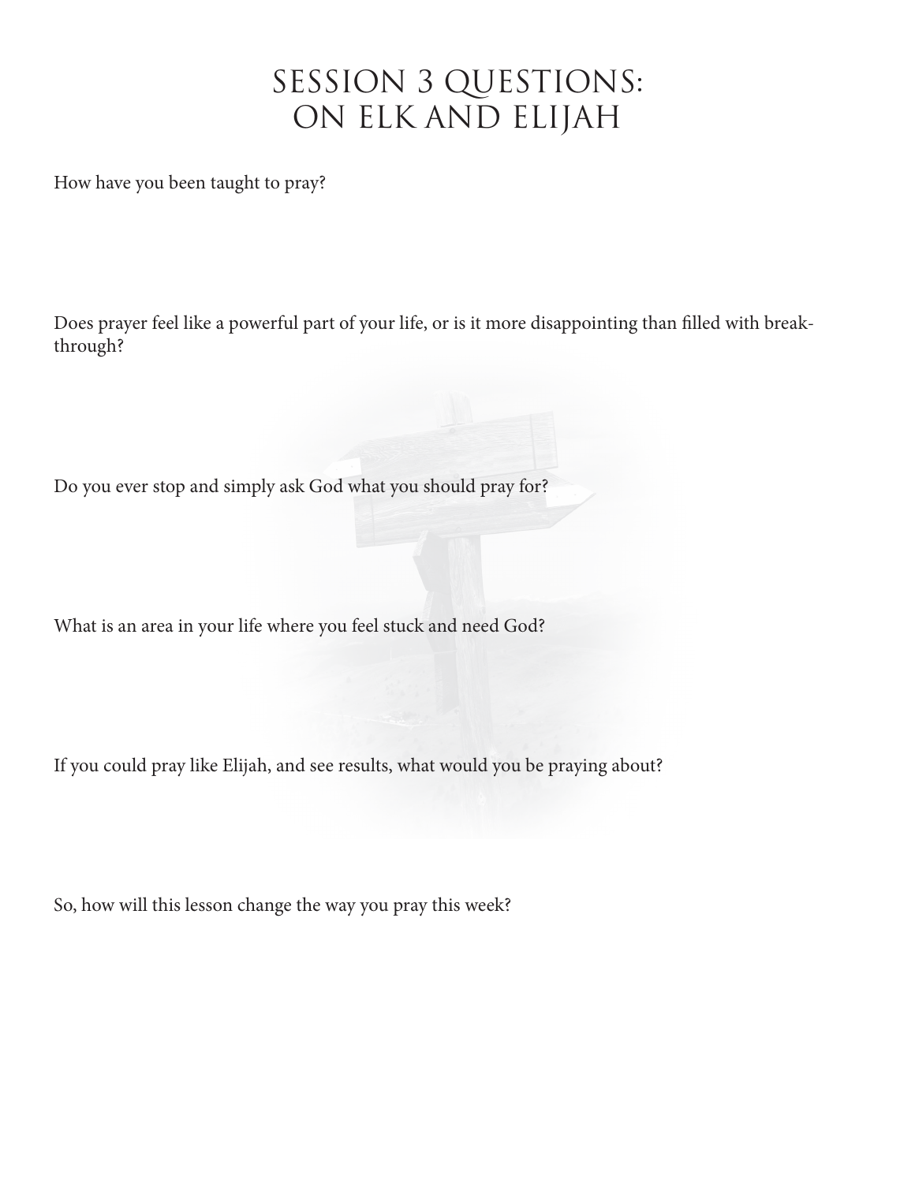# SESSION 3 QUESTIONS: ON ELK AND ELIJAH

How have you been taught to pray?

Does prayer feel like a powerful part of your life, or is it more disappointing than filled with break-through?

Do you ever stop and simply ask God what you should pray for?

What is an area in your life where you feel stuck and need God?

If you could pray like Elijah, and see results, what would you be praying about?

So, how will this lesson change the way you pray this week?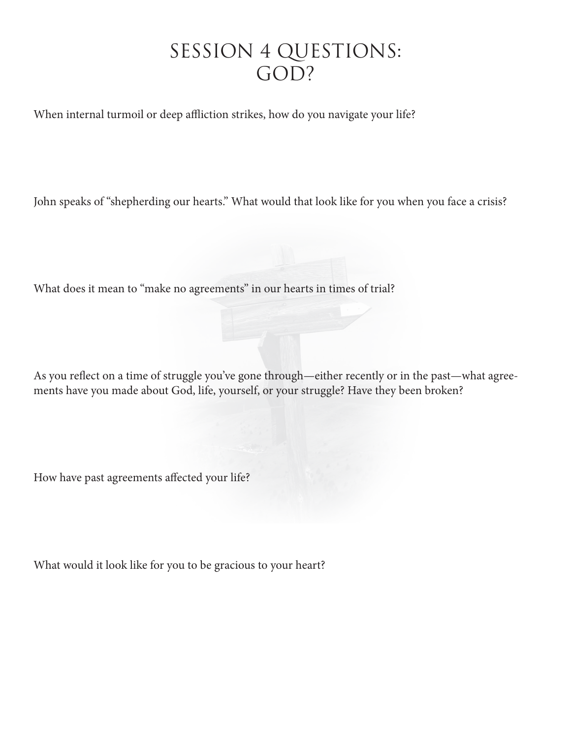# SESSION 4 QUESTIONS: GOD?

When internal turmoil or deep affliction strikes, how do you navigate your life?

John speaks of "shepherding our hearts." What would that look like for you when you face a crisis?

What does it mean to "make no agreements" in our hearts in times of trial?

As you reflect on a time of struggle you've gone through—either recently or in the past—what agreements have you made about God, life, yourself, or your struggle? Have they been broken?

How have past agreements affected your life?

What would it look like for you to be gracious to your heart?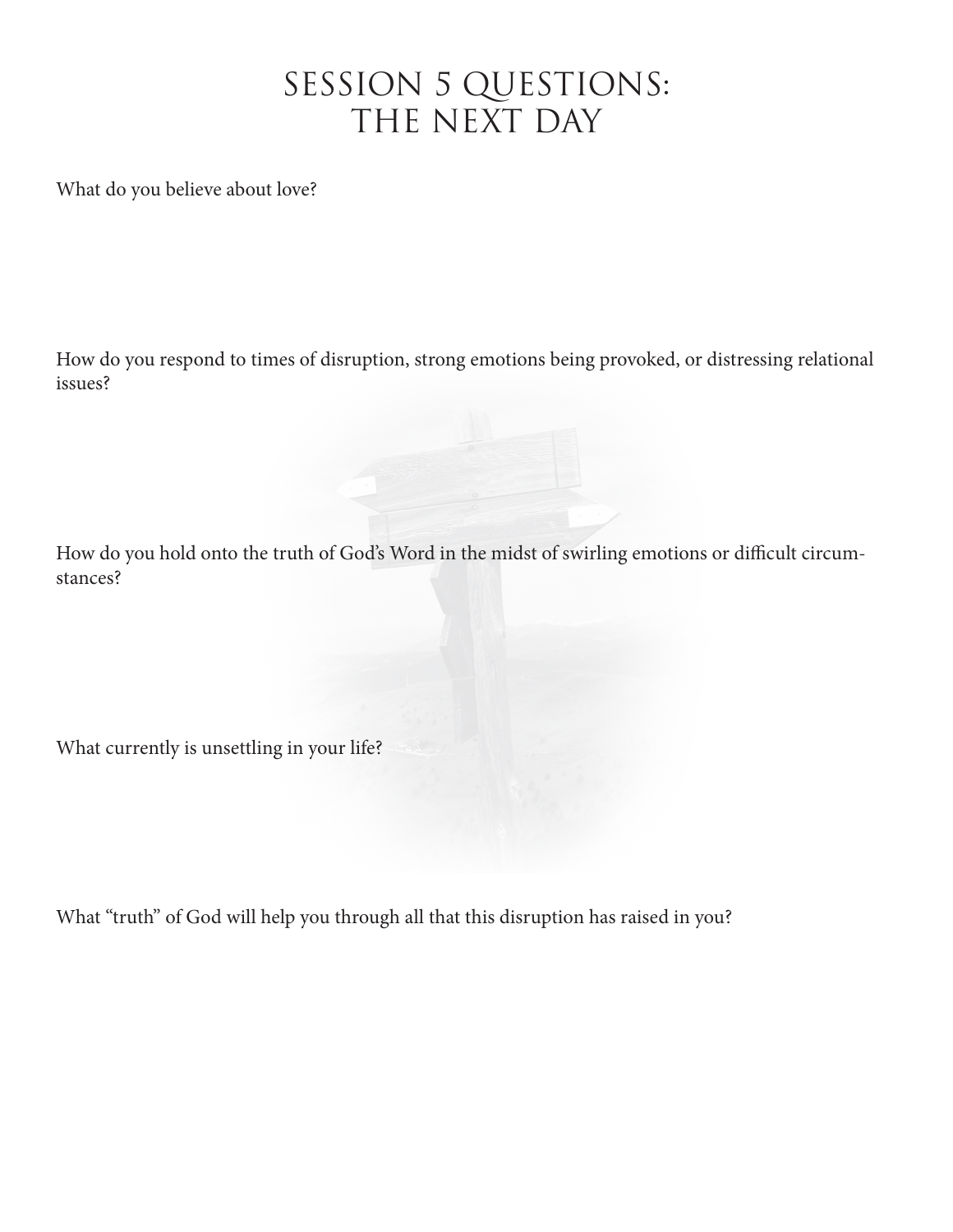# SESSION 5 QUESTIONS: THE NEXT DAY

What do you believe about love?

How do you respond to times of disruption, strong emotions being provoked, or distressing relational issues?

How do you hold onto the truth of God's Word in the midst of swirling emotions or difficult circumstances?

What currently is unsettling in your life?

What "truth" of God will help you through all that this disruption has raised in you?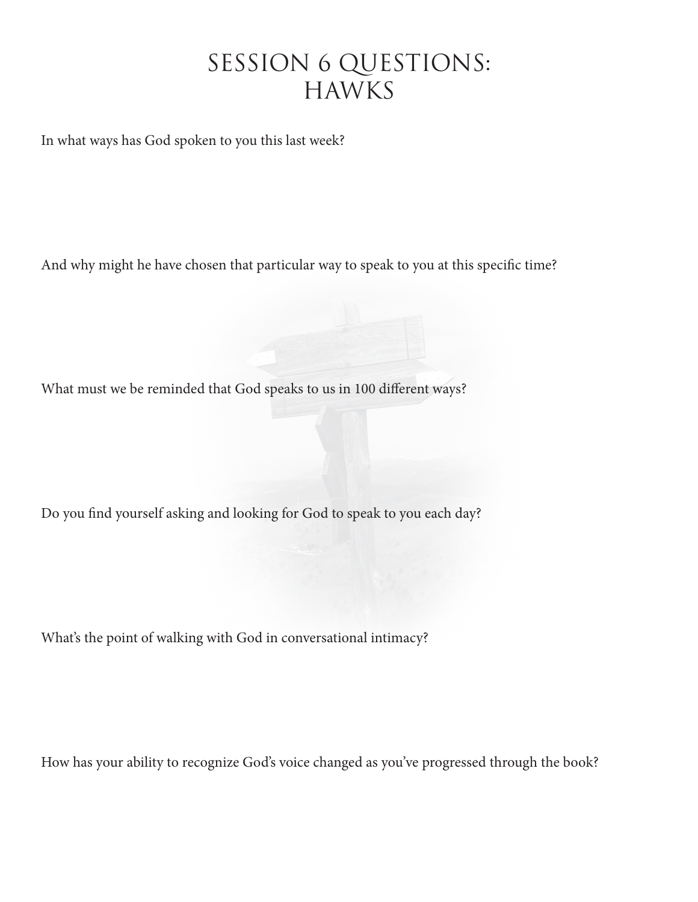# SESSION 6 QUESTIONS: HAWKS

In what ways has God spoken to you this last week?

And why might he have chosen that particular way to speak to you at this specific time?

What must we be reminded that God speaks to us in 100 different ways?

Do you find yourself asking and looking for God to speak to you each day?

What's the point of walking with God in conversational intimacy?

How has your ability to recognize God's voice changed as you've progressed through the book?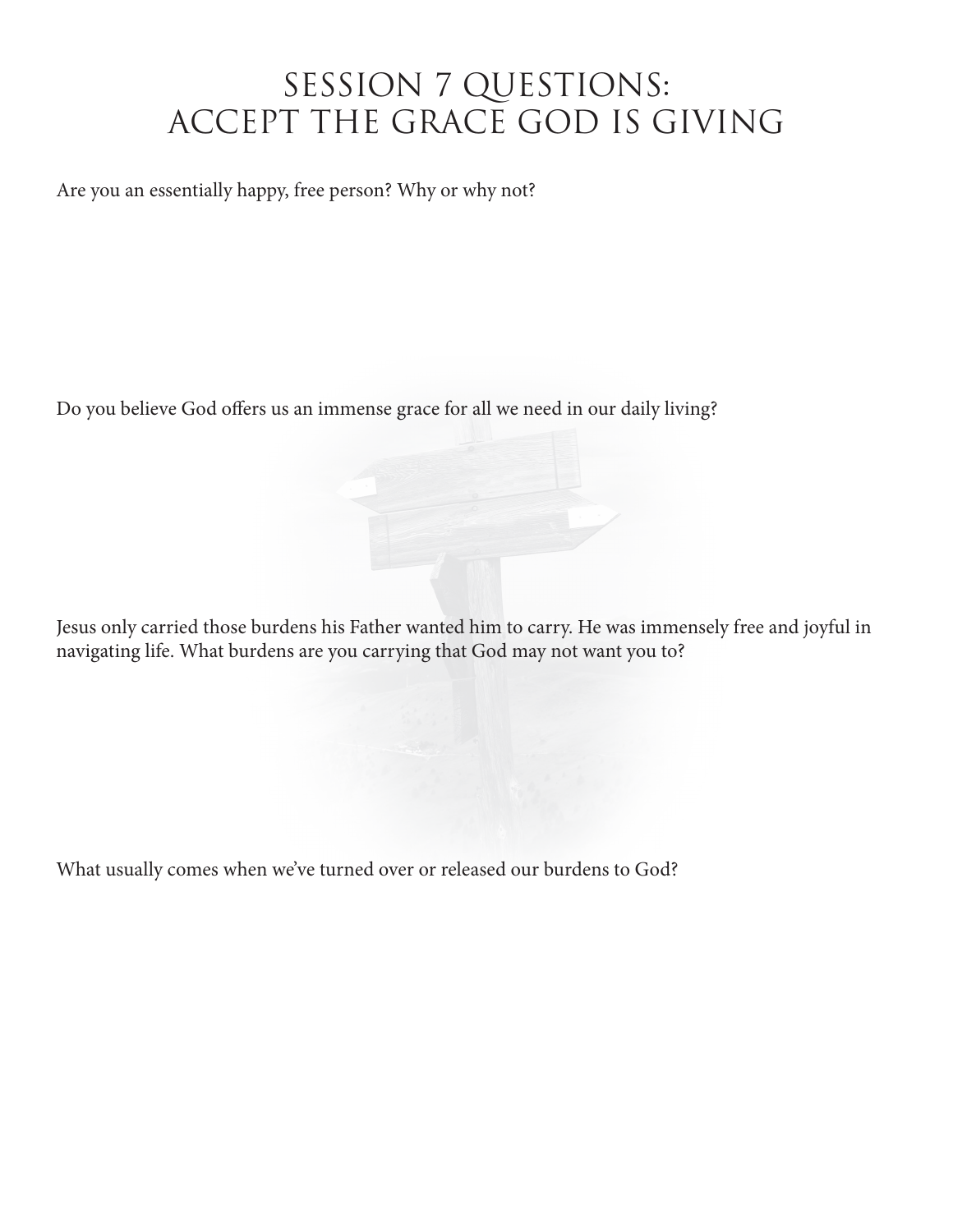# SESSION 7 QUESTIONS: ACCEPT THE GRACE GOD IS GIVING

Are you an essentially happy, free person? Why or why not?

Do you believe God offers us an immense grace for all we need in our daily living?

Jesus only carried those burdens his Father wanted him to carry. He was immensely free and joyful in navigating life. What burdens are you carrying that God may not want you to?

What usually comes when we've turned over or released our burdens to God?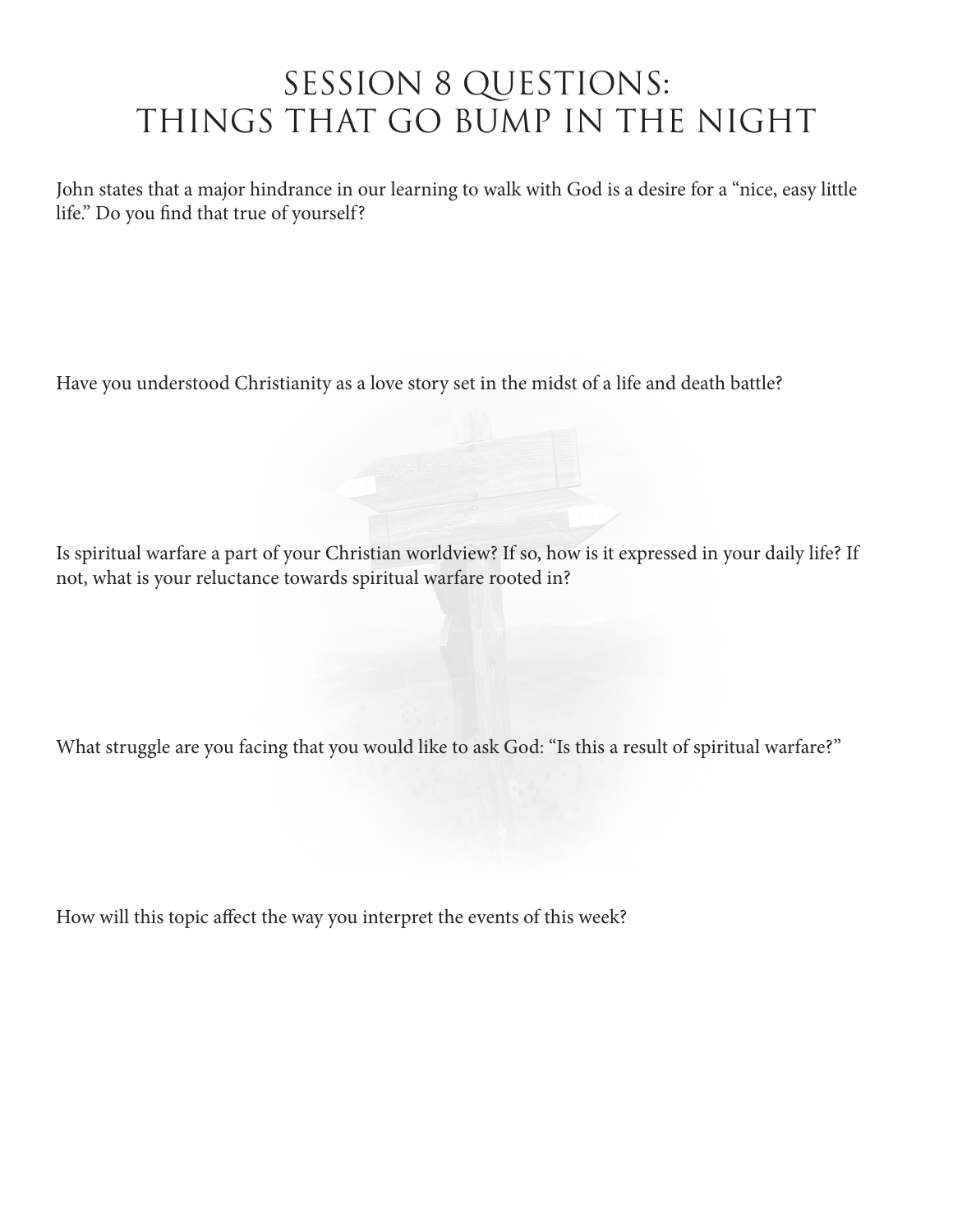# SESSION 8 QUESTIONS: THINGS THAT GO BUMP IN THE NIGHT

John states that a major hindrance in our learning to walk with God is a desire for a "nice, easy little life." Do you find that true of yourself?

Have you understood Christianity as a love story set in the midst of a life and death battle?

Is spiritual warfare a part of your Christian worldview? If so, how is it expressed in your daily life? If not, what is your reluctance towards spiritual warfare rooted in?

What struggle are you facing that you would like to ask God: "Is this a result of spiritual warfare?"

How will this topic affect the way you interpret the events of this week?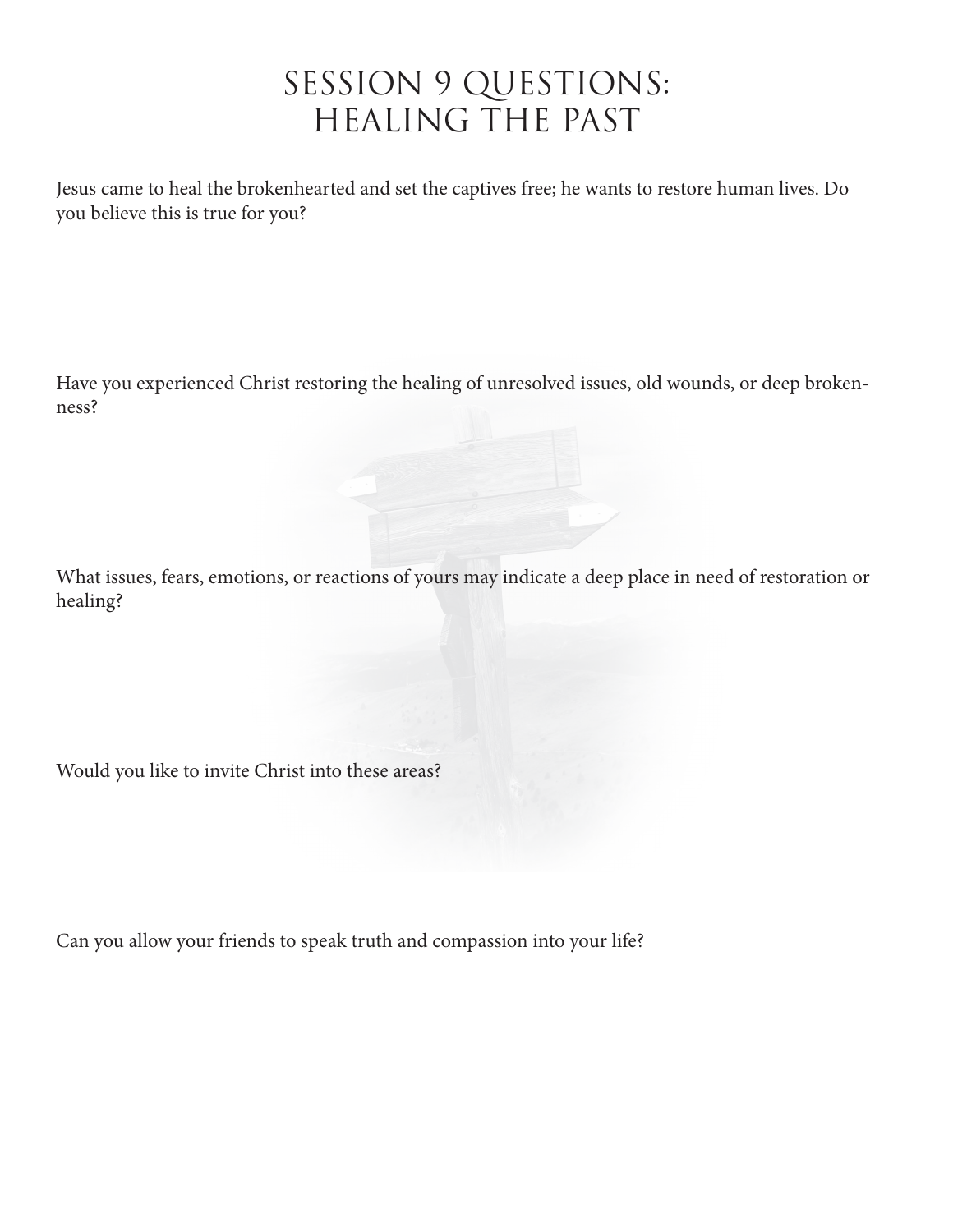# SESSION 9 QUESTIONS: HEALING THE PAST

Jesus came to heal the brokenhearted and set the captives free; he wants to restore human lives. Do you believe this is true for you?

Have you experienced Christ restoring the healing of unresolved issues, old wounds, or deep brokenness?

What issues, fears, emotions, or reactions of yours may indicate a deep place in need of restoration or healing?

Would you like to invite Christ into these areas?

Can you allow your friends to speak truth and compassion into your life?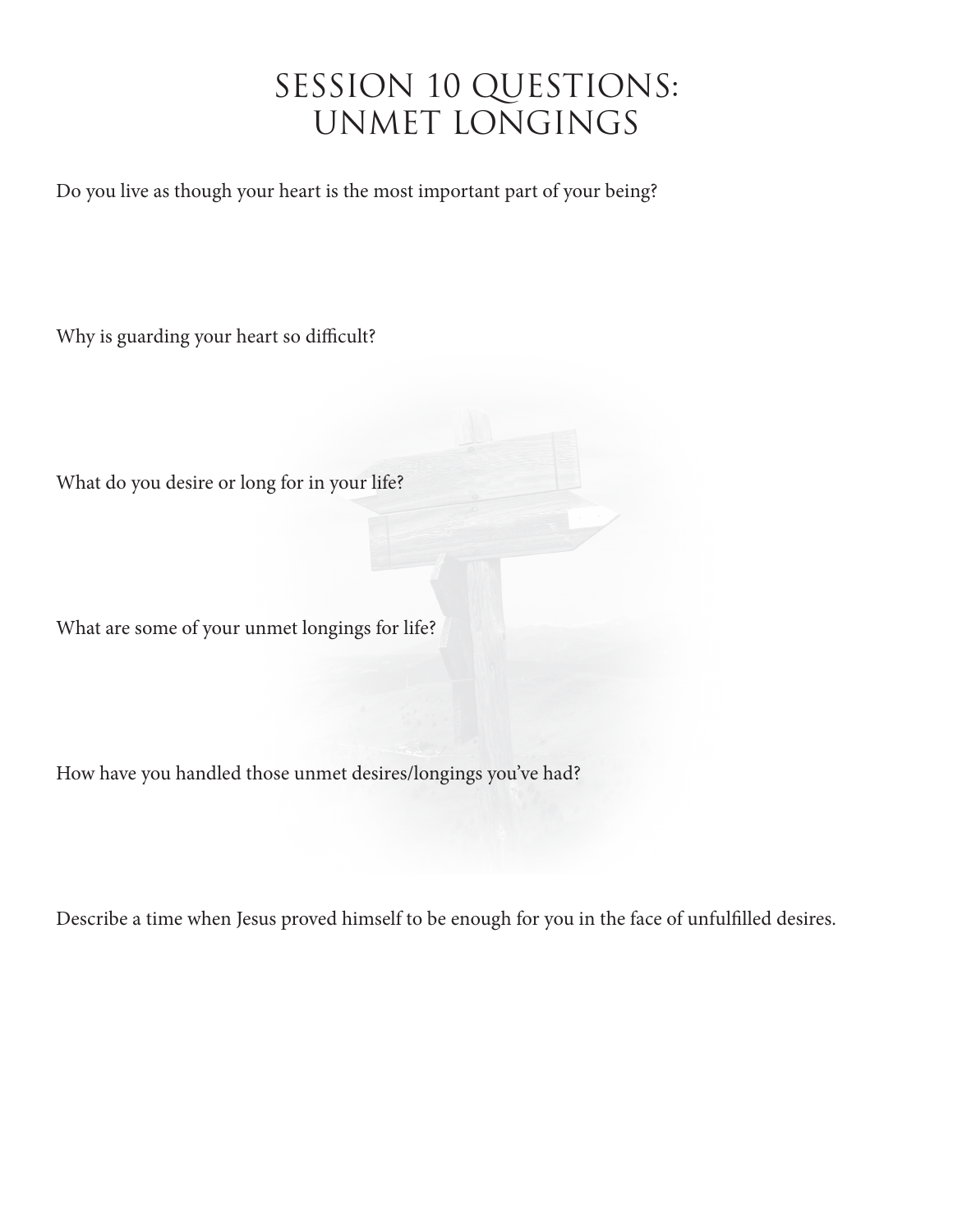# SESSION 10 QUESTIONS: UNMET LONGINGS

Do you live as though your heart is the most important part of your being?

Why is guarding your heart so difficult?

What do you desire or long for in your life?

What are some of your unmet longings for life?

How have you handled those unmet desires/longings you've had?

Describe a time when Jesus proved himself to be enough for you in the face of unfulfilled desires.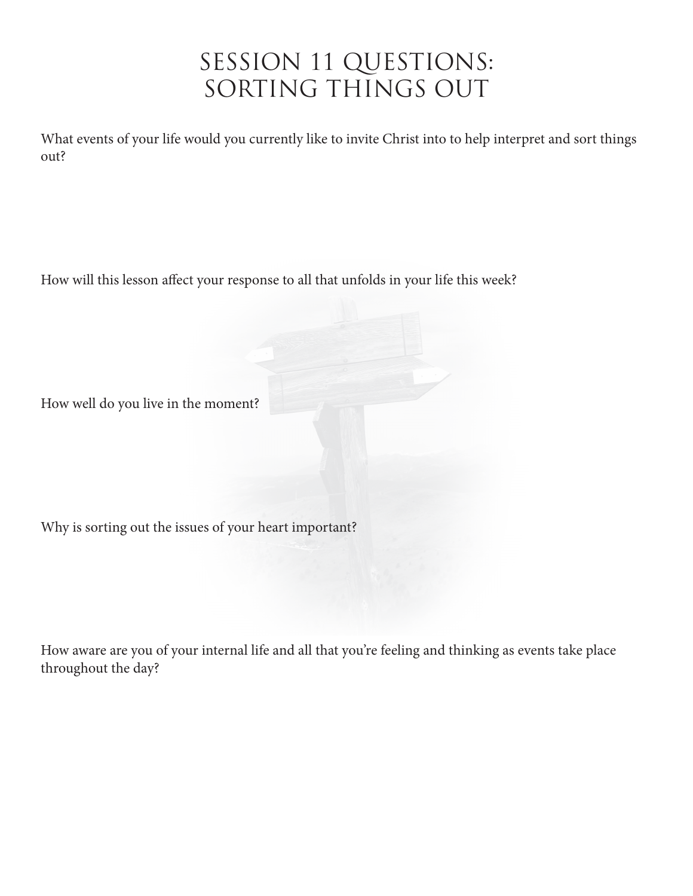# SESSION 11 QUESTIONS: SORTING THINGS OUT

What events of your life would you currently like to invite Christ into to help interpret and sort things out?

How will this lesson affect your response to all that unfolds in your life this week?

How well do you live in the moment?

Why is sorting out the issues of your heart important?

How aware are you of your internal life and all that you're feeling and thinking as events take place throughout the day?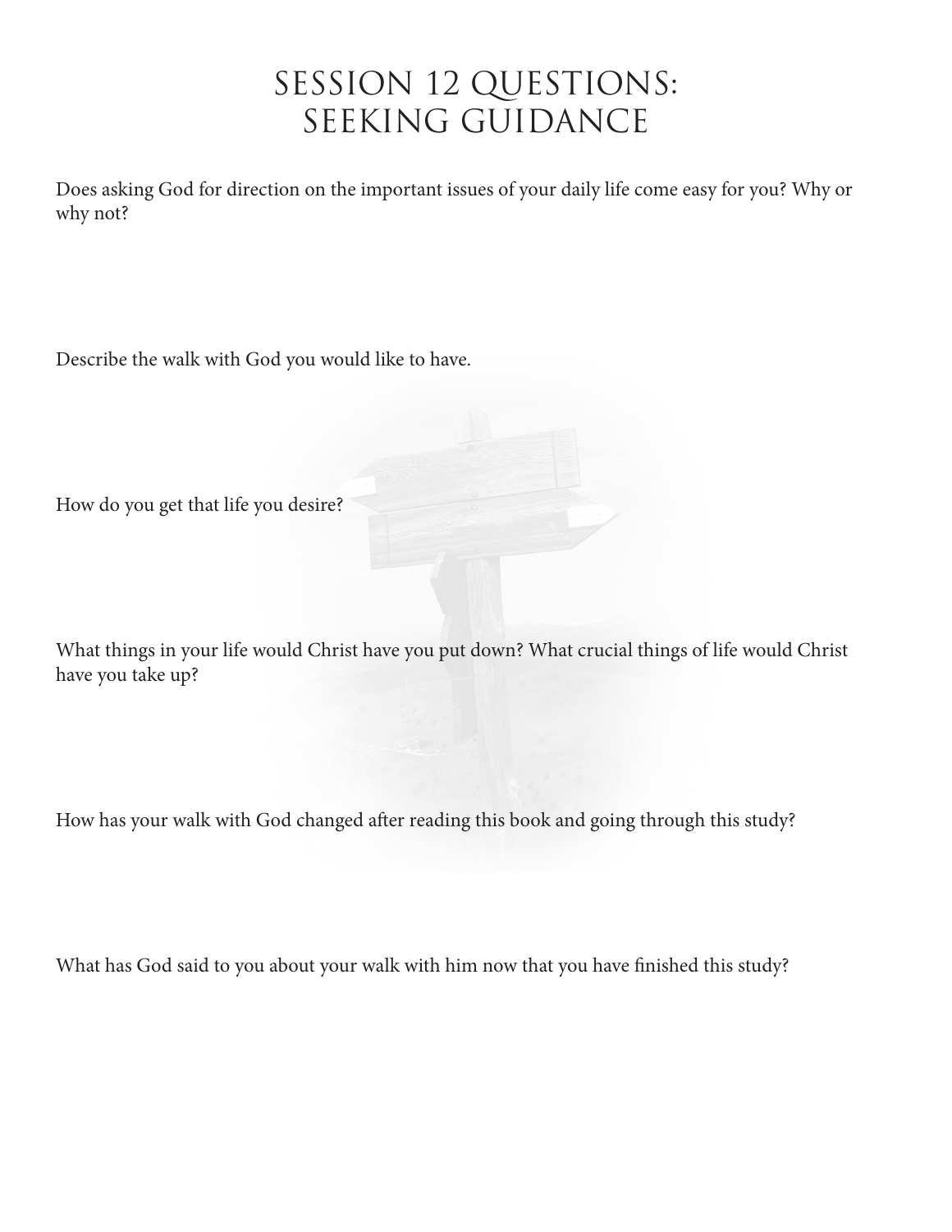# SESSION 12 QUESTIONS: SEEKING GUIDANCE

Does asking God for direction on the important issues of your daily life come easy for you? Why or why not?

Describe the walk with God you would like to have.

How do you get that life you desire?

What things in your life would Christ have you put down? What crucial things of life would Christ have you take up?

How has your walk with God changed after reading this book and going through this study?

What has God said to you about your walk with him now that you have finished this study?